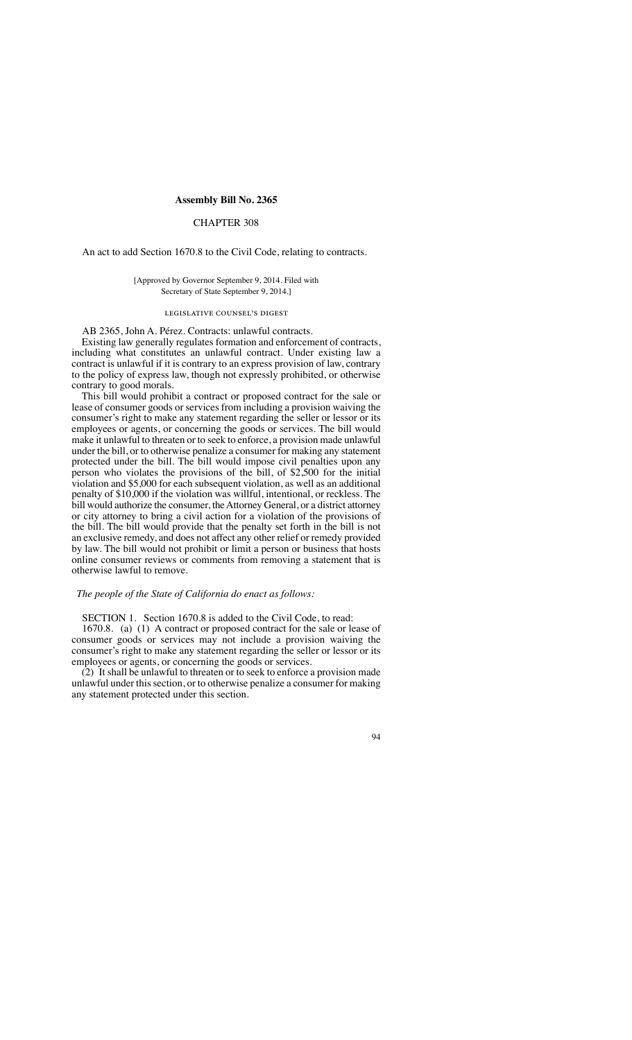# Assembly Bill No. 2365

## CHAPTER 308

An act to add Section 1670.8 to the Civil Code, relating to contracts.

[Approved by Governor September 9, 2014. Filed with Secretary of State September 9, 2014.]

### LEGISLATIVE COUNSEL'S DIGEST

AB 2365, John A. Pérez. Contracts: unlawful contracts.

Existing law generally regulates formation and enforcement of contracts, including what constitutes an unlawful contract. Under existing law a contract is unlawful if it is contrary to an express provision of law, contrary to the policy of express law, though not expressly prohibited, or otherwise contrary to good morals.

This bill would prohibit a contract or proposed contract for the sale or lease of consumer goods or services from including a provision waiving the consumer's right to make any statement regarding the seller or lessor or its employees or agents, or concerning the goods or services. The bill would make it unlawful to threaten or to seek to enforce, a provision made unlawful under the bill, or to otherwise penalize a consumer for making any statement protected under the bill. The bill would impose civil penalties upon any person who violates the provisions of the bill, of $2,500 for the initial violation and $5,000 for each subsequent violation, as well as an additional penalty of $10,000 if the violation was willful, intentional, or reckless. The bill would authorize the consumer, the Attorney General, or a district attorney or city attorney to bring a civil action for a violation of the provisions of the bill. The bill would provide that the penalty set forth in the bill is not an exclusive remedy, and does not affect any other relief or remedy provided by law. The bill would not prohibit or limit a person or business that hosts online consumer reviews or comments from removing a statement that is otherwise lawful to remove.

*The people of the State of California do enact as follows:*

SECTION 1. Section 1670.8 is added to the Civil Code, to read:

1670.8. (a) (1) A contract or proposed contract for the sale or lease of consumer goods or services may not include a provision waiving the consumer's right to make any statement regarding the seller or lessor or its employees or agents, or concerning the goods or services.

(2) It shall be unlawful to threaten or to seek to enforce a provision made unlawful under this section, or to otherwise penalize a consumer for making any statement protected under this section.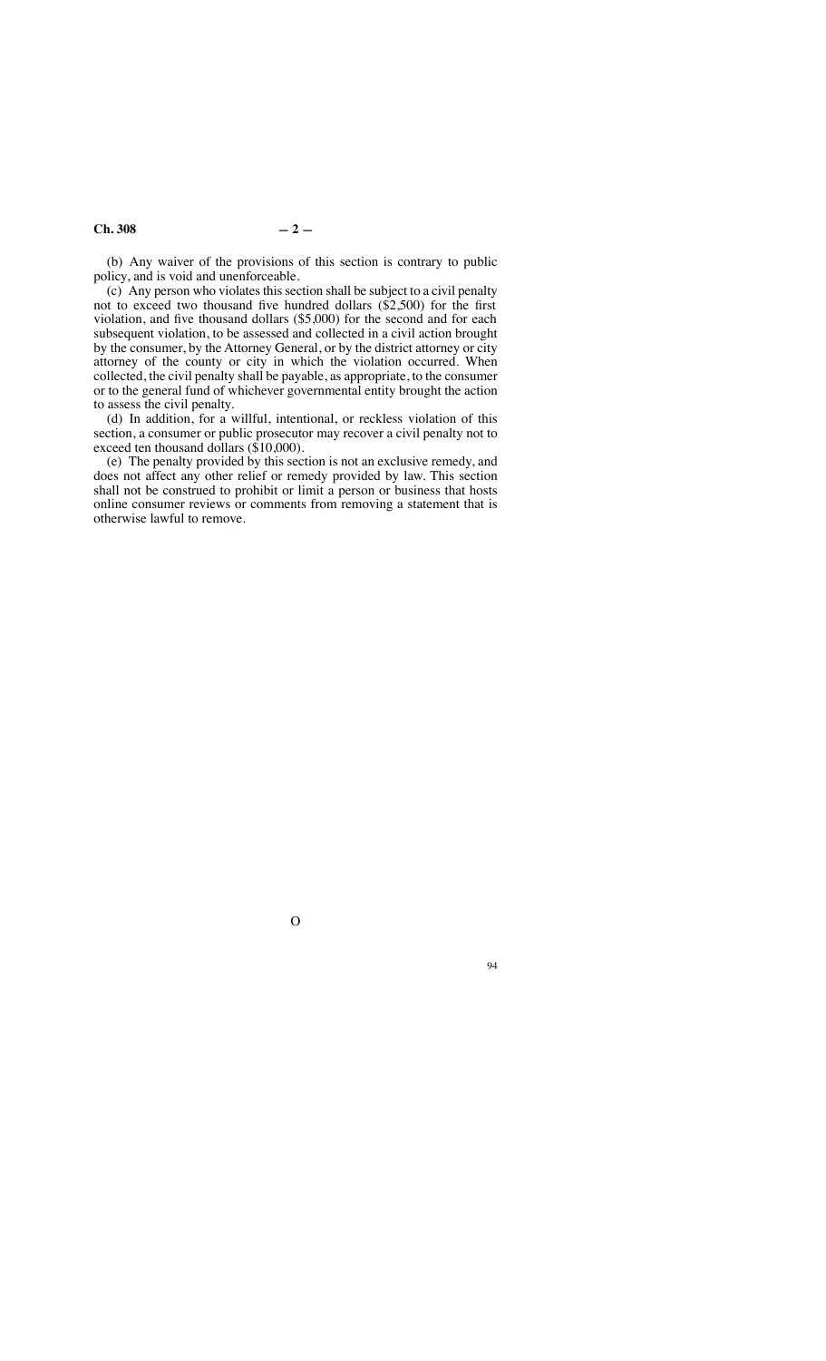(b) Any waiver of the provisions of this section is contrary to public policy, and is void and unenforceable.

(c) Any person who violates this section shall be subject to a civil penalty not to exceed two thousand five hundred dollars ($2,500) for the first violation, and five thousand dollars ($5,000) for the second and for each subsequent violation, to be assessed and collected in a civil action brought by the consumer, by the Attorney General, or by the district attorney or city attorney of the county or city in which the violation occurred. When collected, the civil penalty shall be payable, as appropriate, to the consumer or to the general fund of whichever governmental entity brought the action to assess the civil penalty.

(d) In addition, for a willful, intentional, or reckless violation of this section, a consumer or public prosecutor may recover a civil penalty not to exceed ten thousand dollars ($10,000).

(e) The penalty provided by this section is not an exclusive remedy, and does not affect any other relief or remedy provided by law. This section shall not be construed to prohibit or limit a person or business that hosts online consumer reviews or comments from removing a statement that is otherwise lawful to remove.